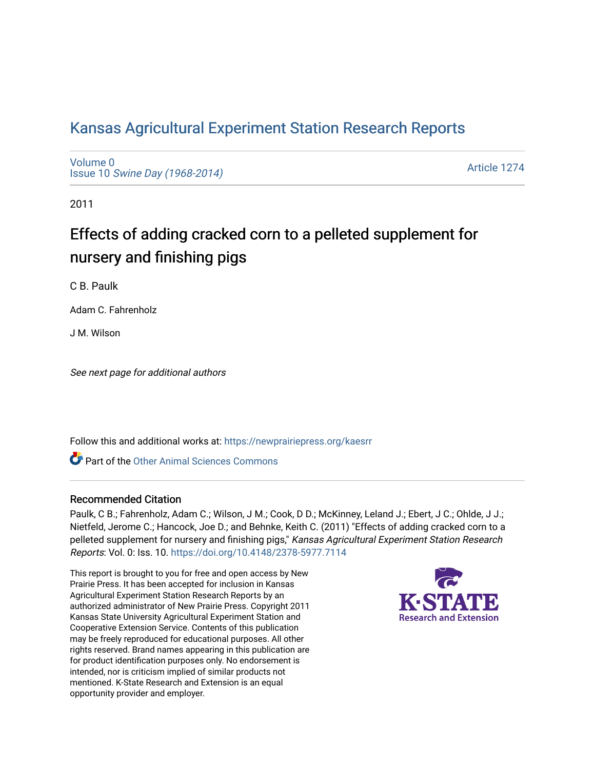# Kansas Agricultural Experiment Station Research Reports

Volume 0
Issue 10 *Swine Day (1968-2014)*

Article 1274

2011

## Effects of adding cracked corn to a pelleted supplement for nursery and finishing pigs

C B. Paulk

Adam C. Fahrenholz

J M. Wilson

*See next page for additional authors*

Follow this and additional works at: https://newprairiepress.org/kaesrr

Part of the Other Animal Sciences Commons

### Recommended Citation

Paulk, C B.; Fahrenholz, Adam C.; Wilson, J M.; Cook, D D.; McKinney, Leland J.; Ebert, J C.; Ohlde, J J.; Nietfeld, Jerome C.; Hancock, Joe D.; and Behnke, Keith C. (2011) "Effects of adding cracked corn to a pelleted supplement for nursery and finishing pigs," *Kansas Agricultural Experiment Station Research Reports*: Vol. 0: Iss. 10. https://doi.org/10.4148/2378-5977.7114

This report is brought to you for free and open access by New Prairie Press. It has been accepted for inclusion in Kansas Agricultural Experiment Station Research Reports by an authorized administrator of New Prairie Press. Copyright 2011 Kansas State University Agricultural Experiment Station and Cooperative Extension Service. Contents of this publication may be freely reproduced for educational purposes. All other rights reserved. Brand names appearing in this publication are for product identification purposes only. No endorsement is intended, nor is criticism implied of similar products not mentioned. K-State Research and Extension is an equal opportunity provider and employer.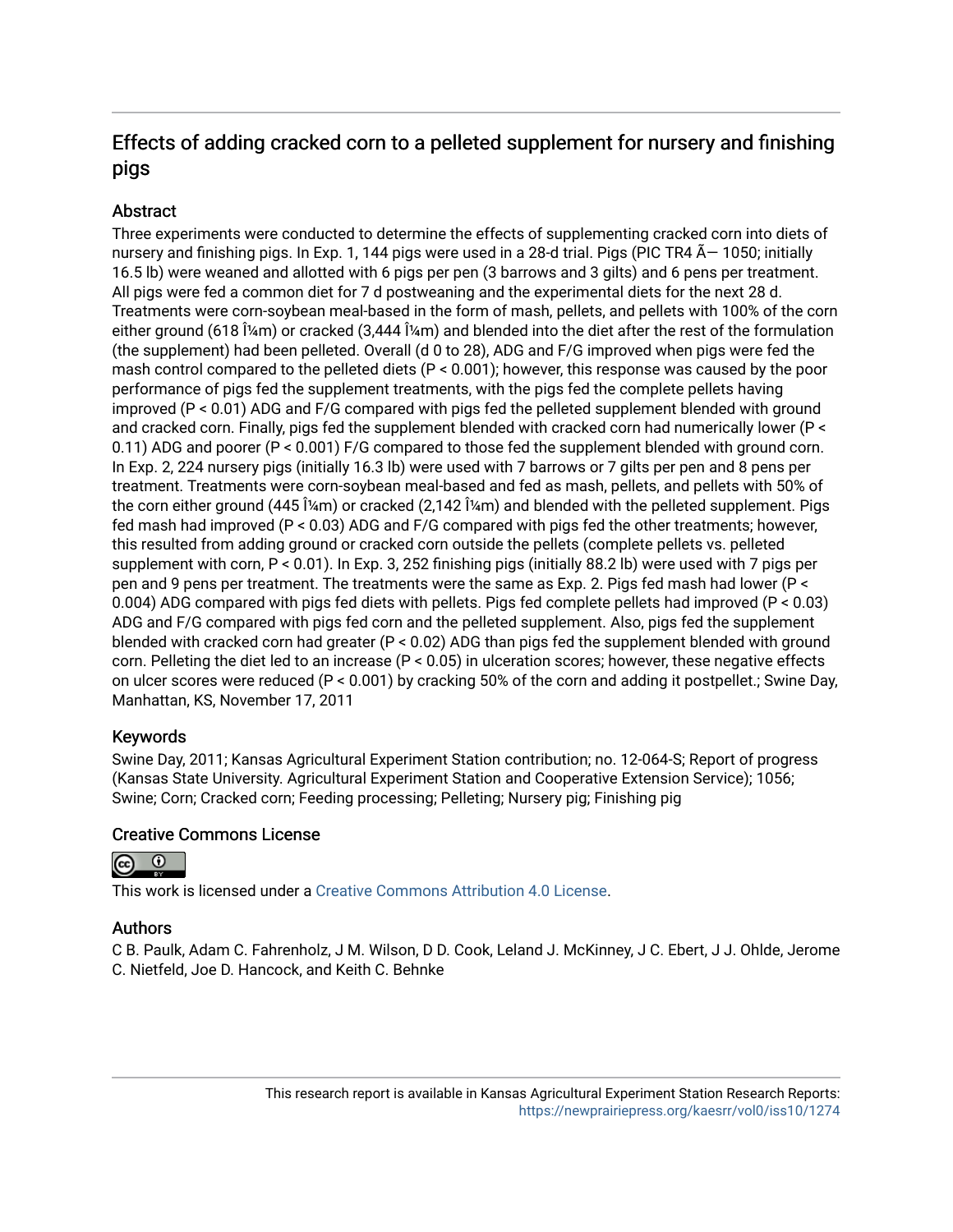# Effects of adding cracked corn to a pelleted supplement for nursery and finishing pigs

## Abstract

Three experiments were conducted to determine the effects of supplementing cracked corn into diets of nursery and finishing pigs. In Exp. 1, 144 pigs were used in a 28-d trial. Pigs (PIC TR4 Ã— 1050; initially 16.5 lb) were weaned and allotted with 6 pigs per pen (3 barrows and 3 gilts) and 6 pens per treatment. All pigs were fed a common diet for 7 d postweaning and the experimental diets for the next 28 d. Treatments were corn-soybean meal-based in the form of mash, pellets, and pellets with 100% of the corn either ground (618 Î¼m) or cracked (3,444 Î¼m) and blended into the diet after the rest of the formulation (the supplement) had been pelleted. Overall (d 0 to 28), ADG and F/G improved when pigs were fed the mash control compared to the pelleted diets ($P < 0.001$); however, this response was caused by the poor performance of pigs fed the supplement treatments, with the pigs fed the complete pellets having improved ($P < 0.01$) ADG and F/G compared with pigs fed the pelleted supplement blended with ground and cracked corn. Finally, pigs fed the supplement blended with cracked corn had numerically lower ($P < 0.11$) ADG and poorer ($P < 0.001$) F/G compared to those fed the supplement blended with ground corn. In Exp. 2, 224 nursery pigs (initially 16.3 lb) were used with 7 barrows or 7 gilts per pen and 8 pens per treatment. Treatments were corn-soybean meal-based and fed as mash, pellets, and pellets with 50% of the corn either ground (445 Î¼m) or cracked (2,142 Î¼m) and blended with the pelleted supplement. Pigs fed mash had improved ($P < 0.03$) ADG and F/G compared with pigs fed the other treatments; however, this resulted from adding ground or cracked corn outside the pellets (complete pellets vs. pelleted supplement with corn, $P < 0.01$). In Exp. 3, 252 finishing pigs (initially 88.2 lb) were used with 7 pigs per pen and 9 pens per treatment. The treatments were the same as Exp. 2. Pigs fed mash had lower ($P < 0.004$) ADG compared with pigs fed diets with pellets. Pigs fed complete pellets had improved ($P < 0.03$) ADG and F/G compared with pigs fed corn and the pelleted supplement. Also, pigs fed the supplement blended with cracked corn had greater ($P < 0.02$) ADG than pigs fed the supplement blended with ground corn. Pelleting the diet led to an increase ($P < 0.05$) in ulceration scores; however, these negative effects on ulcer scores were reduced ($P < 0.001$) by cracking 50% of the corn and adding it postpellet.; Swine Day, Manhattan, KS, November 17, 2011

## Keywords

Swine Day, 2011; Kansas Agricultural Experiment Station contribution; no. 12-064-S; Report of progress (Kansas State University. Agricultural Experiment Station and Cooperative Extension Service); 1056; Swine; Corn; Cracked corn; Feeding processing; Pelleting; Nursery pig; Finishing pig

## Creative Commons License

This work is licensed under a Creative Commons Attribution 4.0 License.

## Authors

C B. Paulk, Adam C. Fahrenholz, J M. Wilson, D D. Cook, Leland J. McKinney, J C. Ebert, J J. Ohlde, Jerome C. Nietfeld, Joe D. Hancock, and Keith C. Behnke

This research report is available in Kansas Agricultural Experiment Station Research Reports: https://newprairiepress.org/kaesrr/vol0/iss10/1274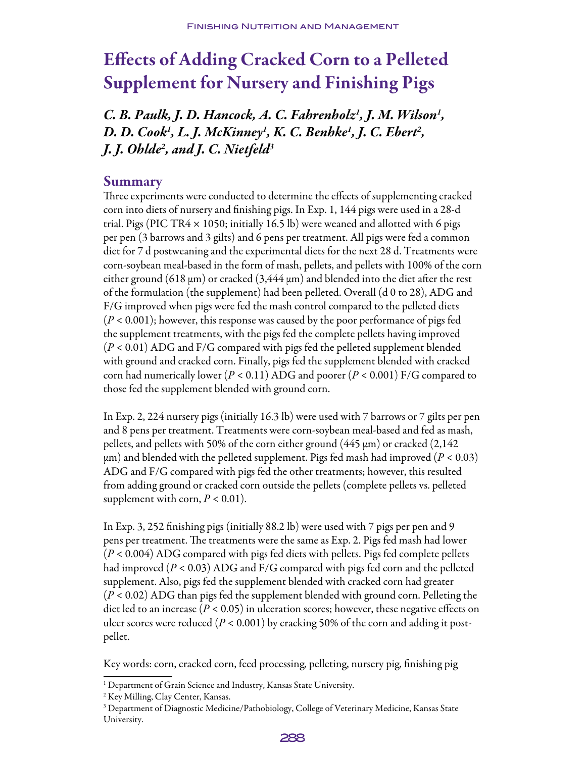# Effects of Adding Cracked Corn to a Pelleted Supplement for Nursery and Finishing Pigs

*C. B. Paulk, J. D. Hancock, A. C. Fahrenholz[1], J. M. Wilson[1], D. D. Cook[1], L. J. McKinney[1], K. C. Benhke[1], J. C. Ebert[2], J. J. Ohlde[2], and J. C. Nietfeld[3]*

## Summary

Three experiments were conducted to determine the effects of supplementing cracked corn into diets of nursery and finishing pigs. In Exp. 1, 144 pigs were used in a 28-d trial. Pigs (PIC TR4 × 1050; initially 16.5 lb) were weaned and allotted with 6 pigs per pen (3 barrows and 3 gilts) and 6 pens per treatment. All pigs were fed a common diet for 7 d postweaning and the experimental diets for the next 28 d. Treatments were corn-soybean meal-based in the form of mash, pellets, and pellets with 100% of the corn either ground (618 µm) or cracked (3,444 µm) and blended into the diet after the rest of the formulation (the supplement) had been pelleted. Overall (d 0 to 28), ADG and F/G improved when pigs were fed the mash control compared to the pelleted diets ($P < 0.001$); however, this response was caused by the poor performance of pigs fed the supplement treatments, with the pigs fed the complete pellets having improved ($P < 0.01$) ADG and F/G compared with pigs fed the pelleted supplement blended with ground and cracked corn. Finally, pigs fed the supplement blended with cracked corn had numerically lower ($P < 0.11$) ADG and poorer ($P < 0.001$) F/G compared to those fed the supplement blended with ground corn.

In Exp. 2, 224 nursery pigs (initially 16.3 lb) were used with 7 barrows or 7 gilts per pen and 8 pens per treatment. Treatments were corn-soybean meal-based and fed as mash, pellets, and pellets with 50% of the corn either ground (445 µm) or cracked (2,142 µm) and blended with the pelleted supplement. Pigs fed mash had improved ($P < 0.03$) ADG and F/G compared with pigs fed the other treatments; however, this resulted from adding ground or cracked corn outside the pellets (complete pellets vs. pelleted supplement with corn, $P < 0.01$).

In Exp. 3, 252 finishing pigs (initially 88.2 lb) were used with 7 pigs per pen and 9 pens per treatment. The treatments were the same as Exp. 2. Pigs fed mash had lower ($P < 0.004$) ADG compared with pigs fed diets with pellets. Pigs fed complete pellets had improved ($P < 0.03$) ADG and F/G compared with pigs fed corn and the pelleted supplement. Also, pigs fed the supplement blended with cracked corn had greater ($P < 0.02$) ADG than pigs fed the supplement blended with ground corn. Pelleting the diet led to an increase ($P < 0.05$) in ulceration scores; however, these negative effects on ulcer scores were reduced ($P < 0.001$) by cracking 50% of the corn and adding it post-pellet.

Key words: corn, cracked corn, feed processing, pelleting, nursery pig, finishing pig

---

[1] Department of Grain Science and Industry, Kansas State University.

[2] Key Milling, Clay Center, Kansas.

[3] Department of Diagnostic Medicine/Pathobiology, College of Veterinary Medicine, Kansas State University.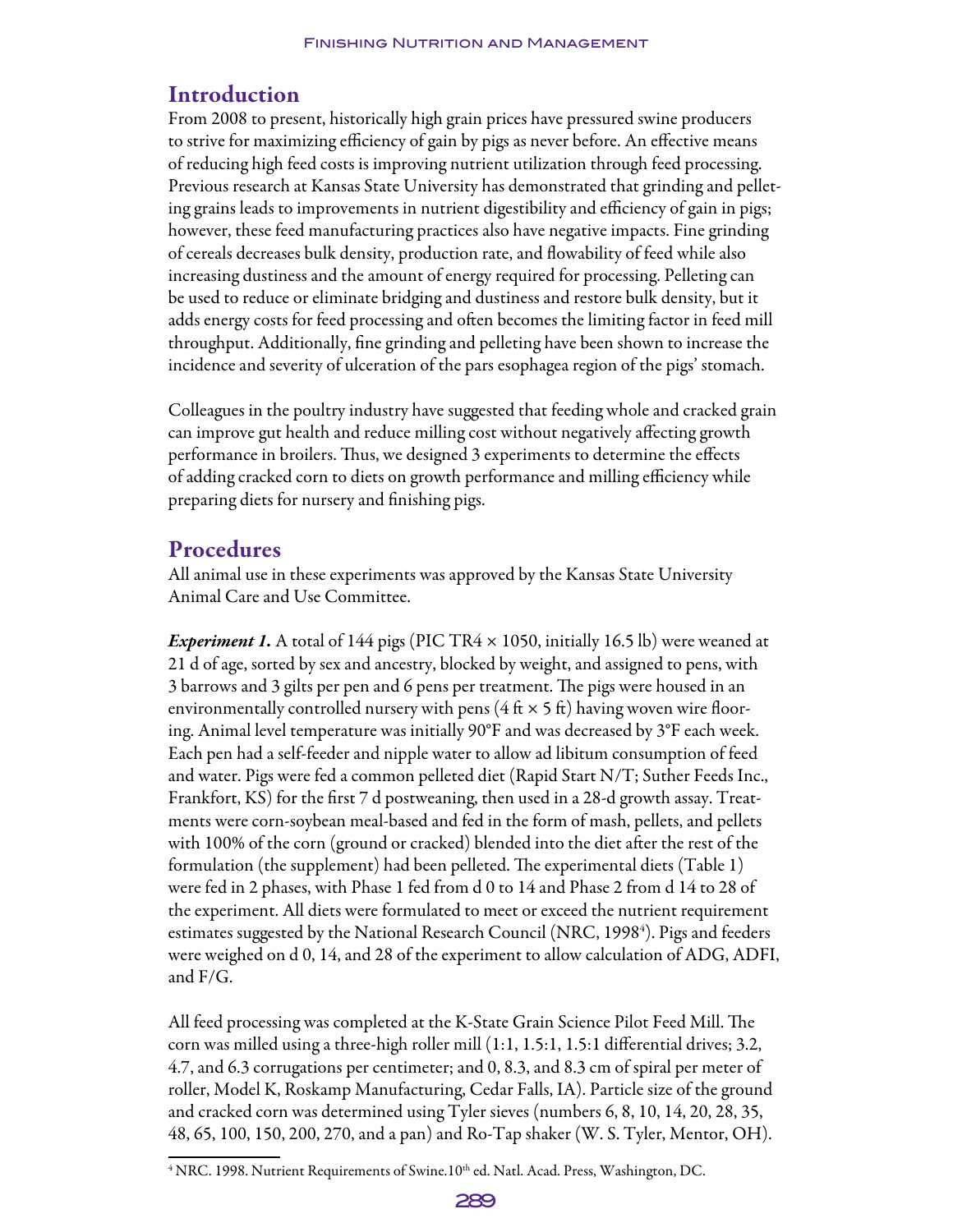## Introduction

From 2008 to present, historically high grain prices have pressured swine producers to strive for maximizing efficiency of gain by pigs as never before. An effective means of reducing high feed costs is improving nutrient utilization through feed processing. Previous research at Kansas State University has demonstrated that grinding and pelleting grains leads to improvements in nutrient digestibility and efficiency of gain in pigs; however, these feed manufacturing practices also have negative impacts. Fine grinding of cereals decreases bulk density, production rate, and flowability of feed while also increasing dustiness and the amount of energy required for processing. Pelleting can be used to reduce or eliminate bridging and dustiness and restore bulk density, but it adds energy costs for feed processing and often becomes the limiting factor in feed mill throughput. Additionally, fine grinding and pelleting have been shown to increase the incidence and severity of ulceration of the pars esophagea region of the pigs' stomach.

Colleagues in the poultry industry have suggested that feeding whole and cracked grain can improve gut health and reduce milling cost without negatively affecting growth performance in broilers. Thus, we designed 3 experiments to determine the effects of adding cracked corn to diets on growth performance and milling efficiency while preparing diets for nursery and finishing pigs.

## Procedures

All animal use in these experiments was approved by the Kansas State University Animal Care and Use Committee.

***Experiment 1.*** A total of 144 pigs (PIC TR4 × 1050, initially 16.5 lb) were weaned at 21 d of age, sorted by sex and ancestry, blocked by weight, and assigned to pens, with 3 barrows and 3 gilts per pen and 6 pens per treatment. The pigs were housed in an environmentally controlled nursery with pens (4 ft × 5 ft) having woven wire flooring. Animal level temperature was initially 90°F and was decreased by 3°F each week. Each pen had a self-feeder and nipple water to allow ad libitum consumption of feed and water. Pigs were fed a common pelleted diet (Rapid Start N/T; Suther Feeds Inc., Frankfort, KS) for the first 7 d postweaning, then used in a 28-d growth assay. Treatments were corn-soybean meal-based and fed in the form of mash, pellets, and pellets with 100% of the corn (ground or cracked) blended into the diet after the rest of the formulation (the supplement) had been pelleted. The experimental diets (Table 1) were fed in 2 phases, with Phase 1 fed from d 0 to 14 and Phase 2 from d 14 to 28 of the experiment. All diets were formulated to meet or exceed the nutrient requirement estimates suggested by the National Research Council (NRC, 1998[4]). Pigs and feeders were weighed on d 0, 14, and 28 of the experiment to allow calculation of ADG, ADFI, and F/G.

All feed processing was completed at the K-State Grain Science Pilot Feed Mill. The corn was milled using a three-high roller mill (1:1, 1.5:1, 1.5:1 differential drives; 3.2, 4.7, and 6.3 corrugations per centimeter; and 0, 8.3, and 8.3 cm of spiral per meter of roller, Model K, Roskamp Manufacturing, Cedar Falls, IA). Particle size of the ground and cracked corn was determined using Tyler sieves (numbers 6, 8, 10, 14, 20, 28, 35, 48, 65, 100, 150, 200, 270, and a pan) and Ro-Tap shaker (W. S. Tyler, Mentor, OH).

[4] NRC. 1998. Nutrient Requirements of Swine.10th ed. Natl. Acad. Press, Washington, DC.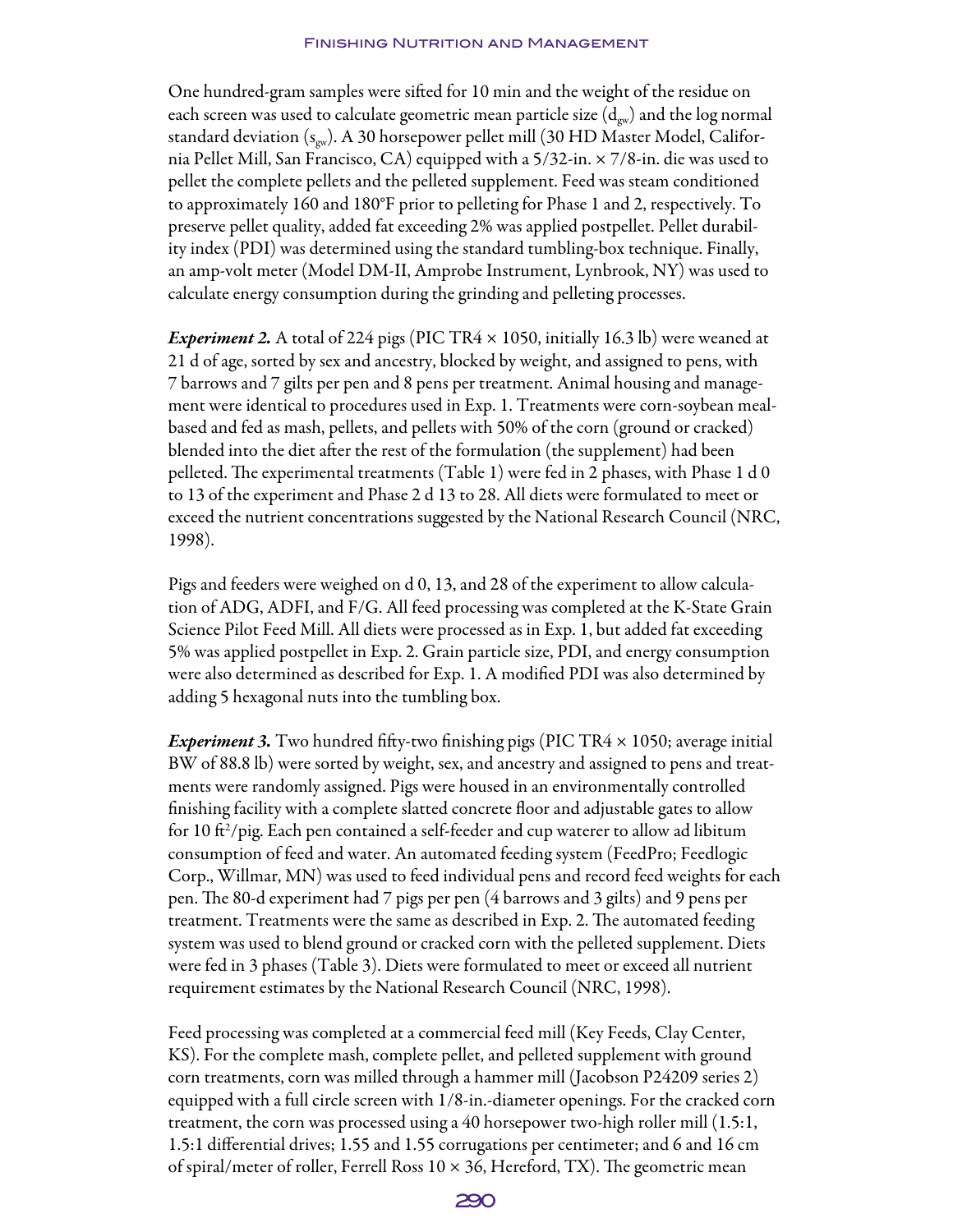One hundred-gram samples were sifted for 10 min and the weight of the residue on each screen was used to calculate geometric mean particle size ($d_{gw}$) and the log normal standard deviation ($s_{gw}$). A 30 horsepower pellet mill (30 HD Master Model, California Pellet Mill, San Francisco, CA) equipped with a 5/32-in. × 7/8-in. die was used to pellet the complete pellets and the pelleted supplement. Feed was steam conditioned to approximately 160 and 180°F prior to pelleting for Phase 1 and 2, respectively. To preserve pellet quality, added fat exceeding 2% was applied postpellet. Pellet durability index (PDI) was determined using the standard tumbling-box technique. Finally, an amp-volt meter (Model DM-II, Amprobe Instrument, Lynbrook, NY) was used to calculate energy consumption during the grinding and pelleting processes.

***Experiment 2.*** A total of 224 pigs (PIC TR4 × 1050, initially 16.3 lb) were weaned at 21 d of age, sorted by sex and ancestry, blocked by weight, and assigned to pens, with 7 barrows and 7 gilts per pen and 8 pens per treatment. Animal housing and management were identical to procedures used in Exp. 1. Treatments were corn-soybean meal-based and fed as mash, pellets, and pellets with 50% of the corn (ground or cracked) blended into the diet after the rest of the formulation (the supplement) had been pelleted. The experimental treatments (Table 1) were fed in 2 phases, with Phase 1 d 0 to 13 of the experiment and Phase 2 d 13 to 28. All diets were formulated to meet or exceed the nutrient concentrations suggested by the National Research Council (NRC, 1998).

Pigs and feeders were weighed on d 0, 13, and 28 of the experiment to allow calculation of ADG, ADFI, and F/G. All feed processing was completed at the K-State Grain Science Pilot Feed Mill. All diets were processed as in Exp. 1, but added fat exceeding 5% was applied postpellet in Exp. 2. Grain particle size, PDI, and energy consumption were also determined as described for Exp. 1. A modified PDI was also determined by adding 5 hexagonal nuts into the tumbling box.

***Experiment 3.*** Two hundred fifty-two finishing pigs (PIC TR4 × 1050; average initial BW of 88.8 lb) were sorted by weight, sex, and ancestry and assigned to pens and treatments were randomly assigned. Pigs were housed in an environmentally controlled finishing facility with a complete slatted concrete floor and adjustable gates to allow for 10 ft$^2$/pig. Each pen contained a self-feeder and cup waterer to allow ad libitum consumption of feed and water. An automated feeding system (FeedPro; Feedlogic Corp., Willmar, MN) was used to feed individual pens and record feed weights for each pen. The 80-d experiment had 7 pigs per pen (4 barrows and 3 gilts) and 9 pens per treatment. Treatments were the same as described in Exp. 2. The automated feeding system was used to blend ground or cracked corn with the pelleted supplement. Diets were fed in 3 phases (Table 3). Diets were formulated to meet or exceed all nutrient requirement estimates by the National Research Council (NRC, 1998).

Feed processing was completed at a commercial feed mill (Key Feeds, Clay Center, KS). For the complete mash, complete pellet, and pelleted supplement with ground corn treatments, corn was milled through a hammer mill (Jacobson P24209 series 2) equipped with a full circle screen with 1/8-in.-diameter openings. For the cracked corn treatment, the corn was processed using a 40 horsepower two-high roller mill (1.5:1, 1.5:1 differential drives; 1.55 and 1.55 corrugations per centimeter; and 6 and 16 cm of spiral/meter of roller, Ferrell Ross 10 × 36, Hereford, TX). The geometric mean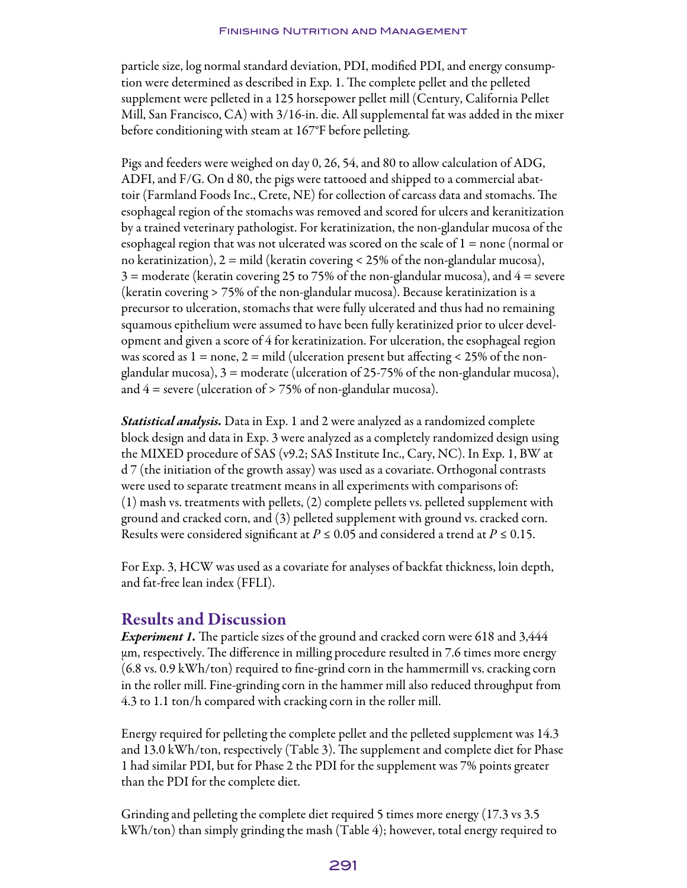particle size, log normal standard deviation, PDI, modified PDI, and energy consumption were determined as described in Exp. 1. The complete pellet and the pelleted supplement were pelleted in a 125 horsepower pellet mill (Century, California Pellet Mill, San Francisco, CA) with 3/16-in. die. All supplemental fat was added in the mixer before conditioning with steam at 167°F before pelleting.

Pigs and feeders were weighed on day 0, 26, 54, and 80 to allow calculation of ADG, ADFI, and F/G. On d 80, the pigs were tattooed and shipped to a commercial abattoir (Farmland Foods Inc., Crete, NE) for collection of carcass data and stomachs. The esophageal region of the stomachs was removed and scored for ulcers and keranitization by a trained veterinary pathologist. For keratinization, the non-glandular mucosa of the esophageal region that was not ulcerated was scored on the scale of 1 = none (normal or no keratinization), 2 = mild (keratin covering < 25% of the non-glandular mucosa), 3 = moderate (keratin covering 25 to 75% of the non-glandular mucosa), and 4 = severe (keratin covering > 75% of the non-glandular mucosa). Because keratinization is a precursor to ulceration, stomachs that were fully ulcerated and thus had no remaining squamous epithelium were assumed to have been fully keratinized prior to ulcer development and given a score of 4 for keratinization. For ulceration, the esophageal region was scored as 1 = none, 2 = mild (ulceration present but affecting < 25% of the non-glandular mucosa), 3 = moderate (ulceration of 25-75% of the non-glandular mucosa), and 4 = severe (ulceration of > 75% of non-glandular mucosa).

***Statistical analysis.*** Data in Exp. 1 and 2 were analyzed as a randomized complete block design and data in Exp. 3 were analyzed as a completely randomized design using the MIXED procedure of SAS (v9.2; SAS Institute Inc., Cary, NC). In Exp. 1, BW at d 7 (the initiation of the growth assay) was used as a covariate. Orthogonal contrasts were used to separate treatment means in all experiments with comparisons of: (1) mash vs. treatments with pellets, (2) complete pellets vs. pelleted supplement with ground and cracked corn, and (3) pelleted supplement with ground vs. cracked corn. Results were considered significant at $P \leq 0.05$ and considered a trend at $P \leq 0.15$.

For Exp. 3, HCW was used as a covariate for analyses of backfat thickness, loin depth, and fat-free lean index (FFLI).

## Results and Discussion

***Experiment 1.*** The particle sizes of the ground and cracked corn were 618 and 3,444 μm, respectively. The difference in milling procedure resulted in 7.6 times more energy (6.8 vs. 0.9 kWh/ton) required to fine-grind corn in the hammermill vs. cracking corn in the roller mill. Fine-grinding corn in the hammer mill also reduced throughput from 4.3 to 1.1 ton/h compared with cracking corn in the roller mill.

Energy required for pelleting the complete pellet and the pelleted supplement was 14.3 and 13.0 kWh/ton, respectively (Table 3). The supplement and complete diet for Phase 1 had similar PDI, but for Phase 2 the PDI for the supplement was 7% points greater than the PDI for the complete diet.

Grinding and pelleting the complete diet required 5 times more energy (17.3 vs 3.5 kWh/ton) than simply grinding the mash (Table 4); however, total energy required to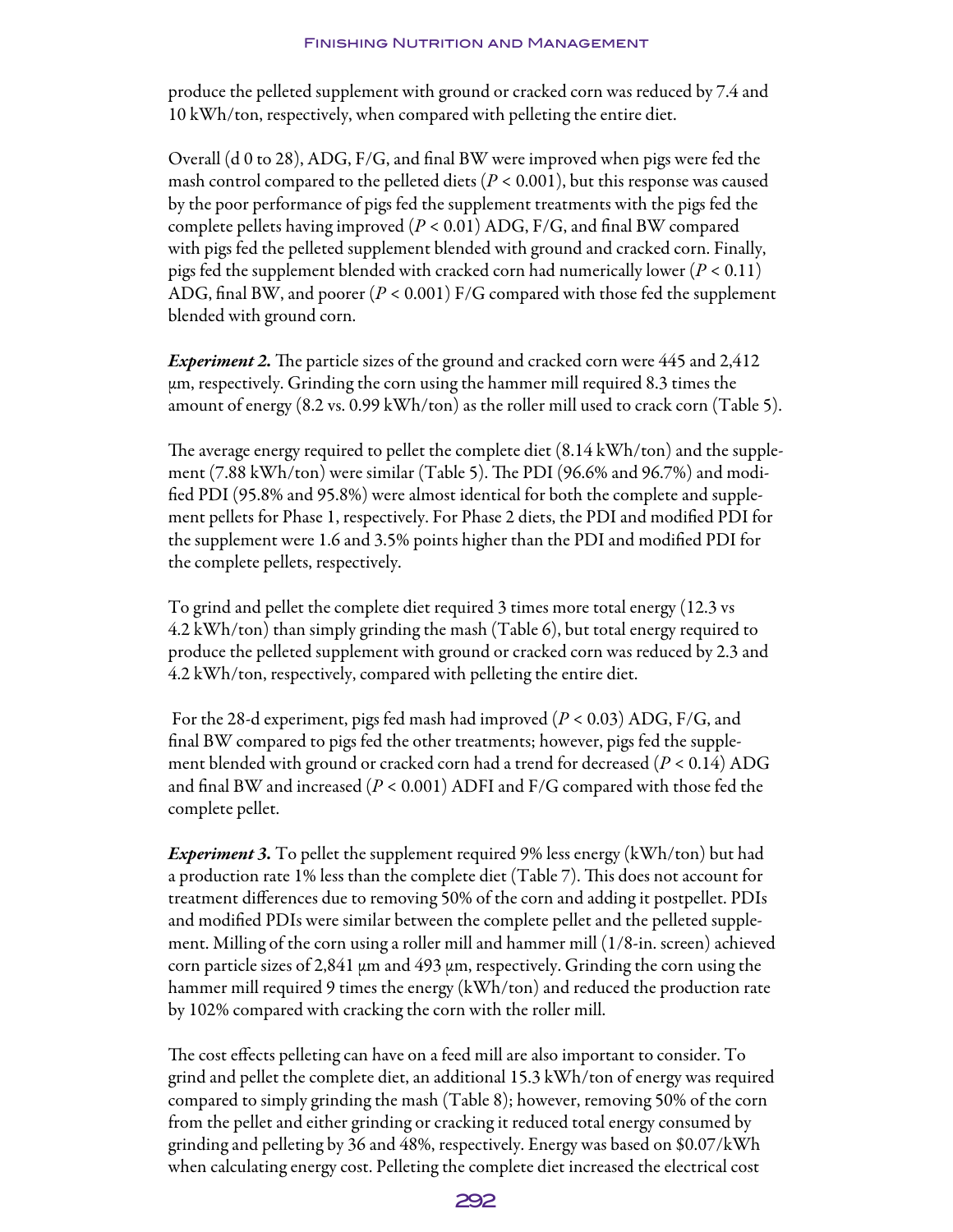produce the pelleted supplement with ground or cracked corn was reduced by 7.4 and 10 kWh/ton, respectively, when compared with pelleting the entire diet.

Overall (d 0 to 28), ADG, F/G, and final BW were improved when pigs were fed the mash control compared to the pelleted diets ($P < 0.001$), but this response was caused by the poor performance of pigs fed the supplement treatments with the pigs fed the complete pellets having improved ($P < 0.01$) ADG, F/G, and final BW compared with pigs fed the pelleted supplement blended with ground and cracked corn. Finally, pigs fed the supplement blended with cracked corn had numerically lower ($P < 0.11$) ADG, final BW, and poorer ($P < 0.001$) F/G compared with those fed the supplement blended with ground corn.

***Experiment 2.*** The particle sizes of the ground and cracked corn were 445 and 2,412 µm, respectively. Grinding the corn using the hammer mill required 8.3 times the amount of energy (8.2 vs. 0.99 kWh/ton) as the roller mill used to crack corn (Table 5).

The average energy required to pellet the complete diet (8.14 kWh/ton) and the supplement (7.88 kWh/ton) were similar (Table 5). The PDI (96.6% and 96.7%) and modified PDI (95.8% and 95.8%) were almost identical for both the complete and supplement pellets for Phase 1, respectively. For Phase 2 diets, the PDI and modified PDI for the supplement were 1.6 and 3.5% points higher than the PDI and modified PDI for the complete pellets, respectively.

To grind and pellet the complete diet required 3 times more total energy (12.3 vs 4.2 kWh/ton) than simply grinding the mash (Table 6), but total energy required to produce the pelleted supplement with ground or cracked corn was reduced by 2.3 and 4.2 kWh/ton, respectively, compared with pelleting the entire diet.

For the 28-d experiment, pigs fed mash had improved ($P < 0.03$) ADG, F/G, and final BW compared to pigs fed the other treatments; however, pigs fed the supplement blended with ground or cracked corn had a trend for decreased ($P < 0.14$) ADG and final BW and increased ($P < 0.001$) ADFI and F/G compared with those fed the complete pellet.

***Experiment 3.*** To pellet the supplement required 9% less energy (kWh/ton) but had a production rate 1% less than the complete diet (Table 7). This does not account for treatment differences due to removing 50% of the corn and adding it postpellet. PDIs and modified PDIs were similar between the complete pellet and the pelleted supplement. Milling of the corn using a roller mill and hammer mill (1/8-in. screen) achieved corn particle sizes of 2,841 µm and 493 µm, respectively. Grinding the corn using the hammer mill required 9 times the energy (kWh/ton) and reduced the production rate by 102% compared with cracking the corn with the roller mill.

The cost effects pelleting can have on a feed mill are also important to consider. To grind and pellet the complete diet, an additional 15.3 kWh/ton of energy was required compared to simply grinding the mash (Table 8); however, removing 50% of the corn from the pellet and either grinding or cracking it reduced total energy consumed by grinding and pelleting by 36 and 48%, respectively. Energy was based on \$0.07/kWh when calculating energy cost. Pelleting the complete diet increased the electrical cost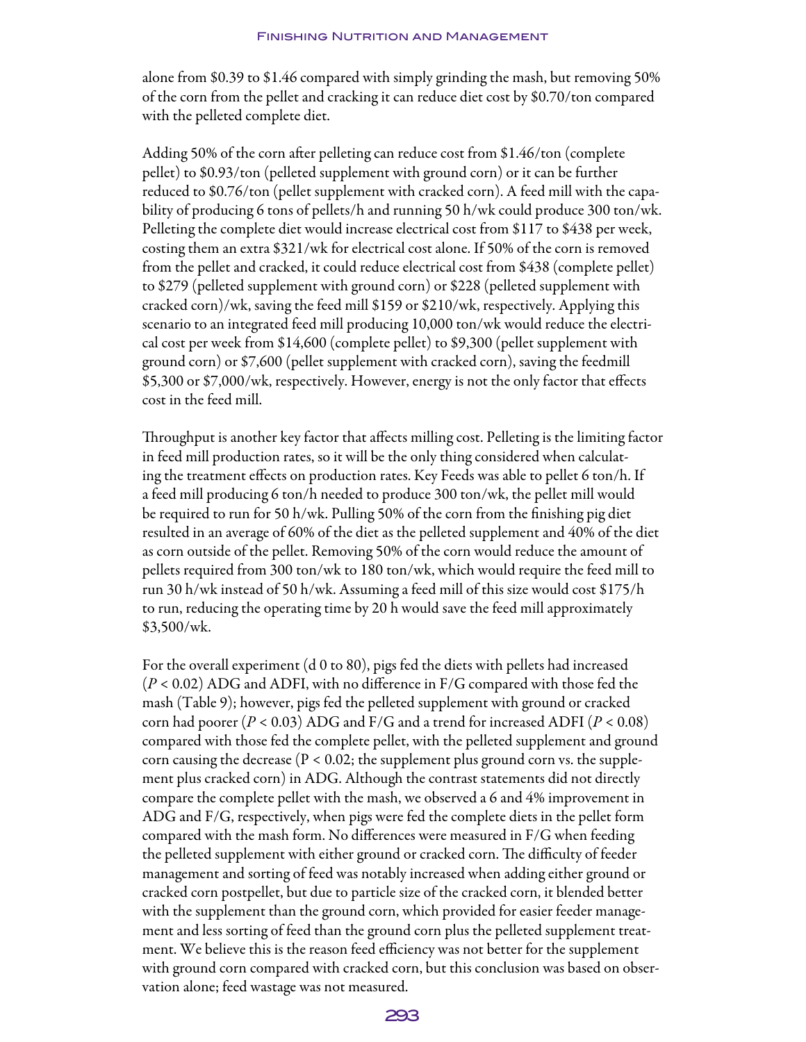alone from \$0.39 to \$1.46 compared with simply grinding the mash, but removing 50% of the corn from the pellet and cracking it can reduce diet cost by \$0.70/ton compared with the pelleted complete diet.

Adding 50% of the corn after pelleting can reduce cost from \$1.46/ton (complete pellet) to \$0.93/ton (pelleted supplement with ground corn) or it can be further reduced to \$0.76/ton (pellet supplement with cracked corn). A feed mill with the capability of producing 6 tons of pellets/h and running 50 h/wk could produce 300 ton/wk. Pelleting the complete diet would increase electrical cost from \$117 to \$438 per week, costing them an extra \$321/wk for electrical cost alone. If 50% of the corn is removed from the pellet and cracked, it could reduce electrical cost from \$438 (complete pellet) to \$279 (pelleted supplement with ground corn) or \$228 (pelleted supplement with cracked corn)/wk, saving the feed mill \$159 or \$210/wk, respectively. Applying this scenario to an integrated feed mill producing 10,000 ton/wk would reduce the electrical cost per week from \$14,600 (complete pellet) to \$9,300 (pellet supplement with ground corn) or \$7,600 (pellet supplement with cracked corn), saving the feedmill \$5,300 or \$7,000/wk, respectively. However, energy is not the only factor that effects cost in the feed mill.

Throughput is another key factor that affects milling cost. Pelleting is the limiting factor in feed mill production rates, so it will be the only thing considered when calculating the treatment effects on production rates. Key Feeds was able to pellet 6 ton/h. If a feed mill producing 6 ton/h needed to produce 300 ton/wk, the pellet mill would be required to run for 50 h/wk. Pulling 50% of the corn from the finishing pig diet resulted in an average of 60% of the diet as the pelleted supplement and 40% of the diet as corn outside of the pellet. Removing 50% of the corn would reduce the amount of pellets required from 300 ton/wk to 180 ton/wk, which would require the feed mill to run 30 h/wk instead of 50 h/wk. Assuming a feed mill of this size would cost \$175/h to run, reducing the operating time by 20 h would save the feed mill approximately \$3,500/wk.

For the overall experiment (d 0 to 80), pigs fed the diets with pellets had increased ($P < 0.02$) ADG and ADFI, with no difference in F/G compared with those fed the mash (Table 9); however, pigs fed the pelleted supplement with ground or cracked corn had poorer ($P < 0.03$) ADG and F/G and a trend for increased ADFI ($P < 0.08$) compared with those fed the complete pellet, with the pelleted supplement and ground corn causing the decrease ($P < 0.02$; the supplement plus ground corn vs. the supplement plus cracked corn) in ADG. Although the contrast statements did not directly compare the complete pellet with the mash, we observed a 6 and 4% improvement in ADG and F/G, respectively, when pigs were fed the complete diets in the pellet form compared with the mash form. No differences were measured in F/G when feeding the pelleted supplement with either ground or cracked corn. The difficulty of feeder management and sorting of feed was notably increased when adding either ground or cracked corn postpellet, but due to particle size of the cracked corn, it blended better with the supplement than the ground corn, which provided for easier feeder management and less sorting of feed than the ground corn plus the pelleted supplement treatment. We believe this is the reason feed efficiency was not better for the supplement with ground corn compared with cracked corn, but this conclusion was based on observation alone; feed wastage was not measured.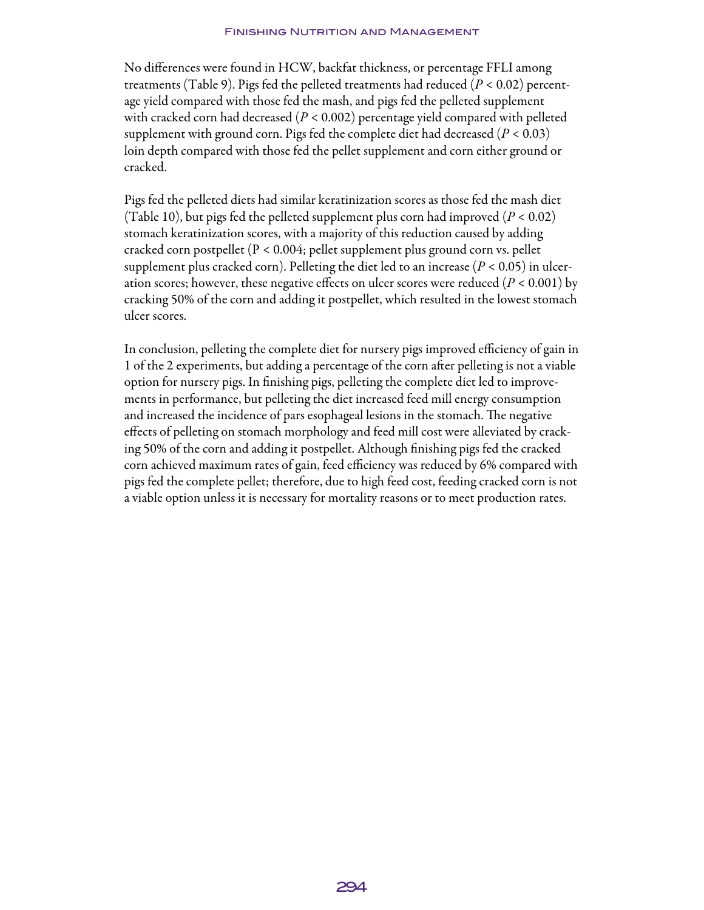No differences were found in HCW, backfat thickness, or percentage FFLI among treatments (Table 9). Pigs fed the pelleted treatments had reduced ($P < 0.02$) percentage yield compared with those fed the mash, and pigs fed the pelleted supplement with cracked corn had decreased ($P < 0.002$) percentage yield compared with pelleted supplement with ground corn. Pigs fed the complete diet had decreased ($P < 0.03$) loin depth compared with those fed the pellet supplement and corn either ground or cracked.

Pigs fed the pelleted diets had similar keratinization scores as those fed the mash diet (Table 10), but pigs fed the pelleted supplement plus corn had improved ($P < 0.02$) stomach keratinization scores, with a majority of this reduction caused by adding cracked corn postpellet ($P < 0.004$; pellet supplement plus ground corn vs. pellet supplement plus cracked corn). Pelleting the diet led to an increase ($P < 0.05$) in ulceration scores; however, these negative effects on ulcer scores were reduced ($P < 0.001$) by cracking 50% of the corn and adding it postpellet, which resulted in the lowest stomach ulcer scores.

In conclusion, pelleting the complete diet for nursery pigs improved efficiency of gain in 1 of the 2 experiments, but adding a percentage of the corn after pelleting is not a viable option for nursery pigs. In finishing pigs, pelleting the complete diet led to improvements in performance, but pelleting the diet increased feed mill energy consumption and increased the incidence of pars esophageal lesions in the stomach. The negative effects of pelleting on stomach morphology and feed mill cost were alleviated by cracking 50% of the corn and adding it postpellet. Although finishing pigs fed the cracked corn achieved maximum rates of gain, feed efficiency was reduced by 6% compared with pigs fed the complete pellet; therefore, due to high feed cost, feeding cracked corn is not a viable option unless it is necessary for mortality reasons or to meet production rates.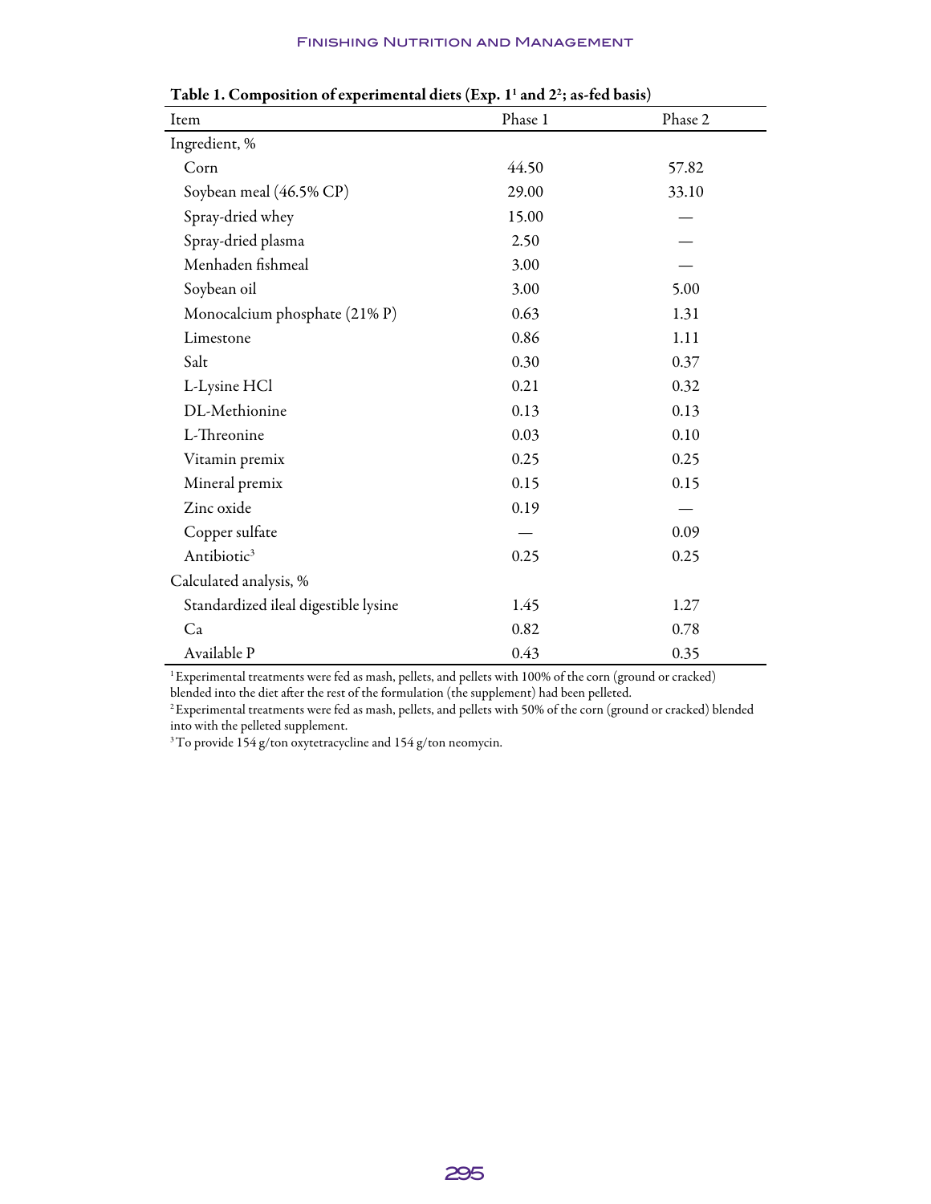**Table 1. Composition of experimental diets (Exp. 1[1] and 2[2]; as-fed basis)**

| Item | Phase 1 | Phase 2 |
|---|---|---|
| Ingredient, % | | |
| Corn | 44.50 | 57.82 |
| Soybean meal (46.5% CP) | 29.00 | 33.10 |
| Spray-dried whey | 15.00 | — |
| Spray-dried plasma | 2.50 | — |
| Menhaden fishmeal | 3.00 | — |
| Soybean oil | 3.00 | 5.00 |
| Monocalcium phosphate (21% P) | 0.63 | 1.31 |
| Limestone | 0.86 | 1.11 |
| Salt | 0.30 | 0.37 |
| L-Lysine HCl | 0.21 | 0.32 |
| DL-Methionine | 0.13 | 0.13 |
| L-Threonine | 0.03 | 0.10 |
| Vitamin premix | 0.25 | 0.25 |
| Mineral premix | 0.15 | 0.15 |
| Zinc oxide | 0.19 | — |
| Copper sulfate | — | 0.09 |
| Antibiotic[3] | 0.25 | 0.25 |
| Calculated analysis, % | | |
| Standardized ileal digestible lysine | 1.45 | 1.27 |
| Ca | 0.82 | 0.78 |
| Available P | 0.43 | 0.35 |

[1] Experimental treatments were fed as mash, pellets, and pellets with 100% of the corn (ground or cracked) blended into the diet after the rest of the formulation (the supplement) had been pelleted.

[2] Experimental treatments were fed as mash, pellets, and pellets with 50% of the corn (ground or cracked) blended into with the pelleted supplement.

[3] To provide 154 g/ton oxytetracycline and 154 g/ton neomycin.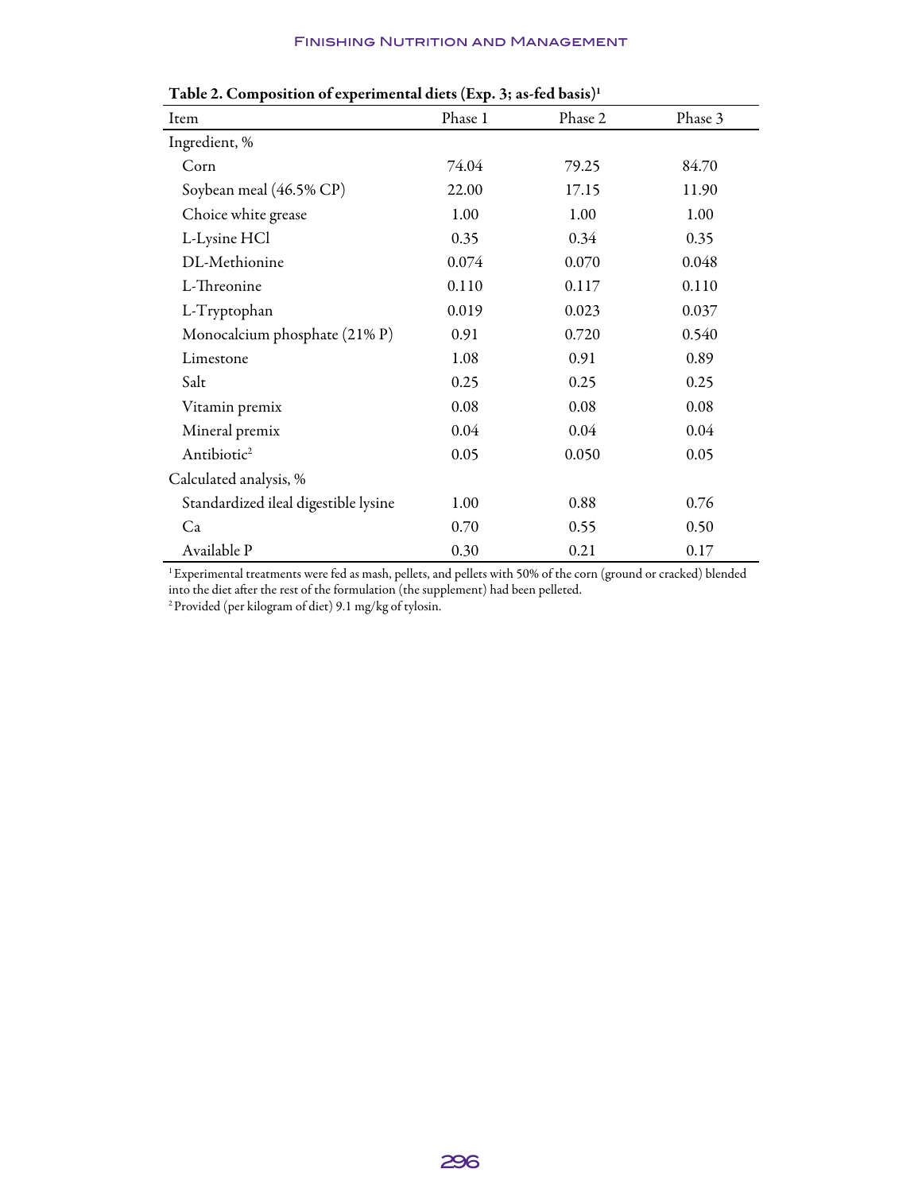Table 2. Composition of experimental diets (Exp. 3; as-fed basis)[1]

| Item | Phase 1 | Phase 2 | Phase 3 |
|---|---|---|---|
| Ingredient, % | | | |
| Corn | 74.04 | 79.25 | 84.70 |
| Soybean meal (46.5% CP) | 22.00 | 17.15 | 11.90 |
| Choice white grease | 1.00 | 1.00 | 1.00 |
| L-Lysine HCl | 0.35 | 0.34 | 0.35 |
| DL-Methionine | 0.074 | 0.070 | 0.048 |
| L-Threonine | 0.110 | 0.117 | 0.110 |
| L-Tryptophan | 0.019 | 0.023 | 0.037 |
| Monocalcium phosphate (21% P) | 0.91 | 0.720 | 0.540 |
| Limestone | 1.08 | 0.91 | 0.89 |
| Salt | 0.25 | 0.25 | 0.25 |
| Vitamin premix | 0.08 | 0.08 | 0.08 |
| Mineral premix | 0.04 | 0.04 | 0.04 |
| Antibiotic[2] | 0.05 | 0.050 | 0.05 |
| Calculated analysis, % | | | |
| Standardized ileal digestible lysine | 1.00 | 0.88 | 0.76 |
| Ca | 0.70 | 0.55 | 0.50 |
| Available P | 0.30 | 0.21 | 0.17 |

[1] Experimental treatments were fed as mash, pellets, and pellets with 50% of the corn (ground or cracked) blended into the diet after the rest of the formulation (the supplement) had been pelleted.

[2] Provided (per kilogram of diet) 9.1 mg/kg of tylosin.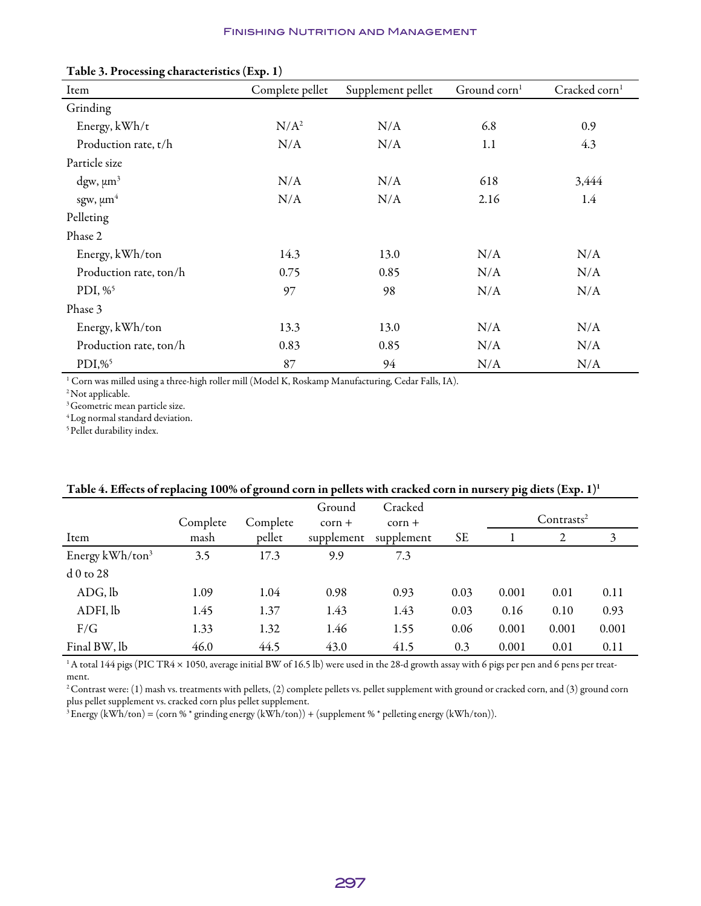**Table 3. Processing characteristics (Exp. 1)**

| Item | Complete pellet | Supplement pellet | Ground corn[1] | Cracked corn[1] |
|---|---|---|---|---|
| Grinding | | | | |
| Energy, kWh/t | N/A[2] | N/A | 6.8 | 0.9 |
| Production rate, t/h | N/A | N/A | 1.1 | 4.3 |
| Particle size | | | | |
| dgw, μm[3] | N/A | N/A | 618 | 3,444 |
| sgw, μm[4] | N/A | N/A | 2.16 | 1.4 |
| Pelleting | | | | |
| Phase 2 | | | | |
| Energy, kWh/ton | 14.3 | 13.0 | N/A | N/A |
| Production rate, ton/h | 0.75 | 0.85 | N/A | N/A |
| PDI, %[5] | 97 | 98 | N/A | N/A |
| Phase 3 | | | | |
| Energy, kWh/ton | 13.3 | 13.0 | N/A | N/A |
| Production rate, ton/h | 0.83 | 0.85 | N/A | N/A |
| PDI,%[5] | 87 | 94 | N/A | N/A |

[1] Corn was milled using a three-high roller mill (Model K, Roskamp Manufacturing, Cedar Falls, IA).
[2] Not applicable.
[3] Geometric mean particle size.
[4] Log normal standard deviation.
[5] Pellet durability index.

**Table 4. Effects of replacing 100% of ground corn in pellets with cracked corn in nursery pig diets (Exp. 1)[1]**

| Item | Complete mash | Complete pellet | Ground corn + supplement | Cracked corn + supplement | SE | Contrasts[2] 1 | 2 | 3 |
|---|---|---|---|---|---|---|---|---|
| Energy kWh/ton[3] | 3.5 | 17.3 | 9.9 | 7.3 | | | | |
| d 0 to 28 | | | | | | | | |
| ADG, lb | 1.09 | 1.04 | 0.98 | 0.93 | 0.03 | 0.001 | 0.01 | 0.11 |
| ADFI, lb | 1.45 | 1.37 | 1.43 | 1.43 | 0.03 | 0.16 | 0.10 | 0.93 |
| F/G | 1.33 | 1.32 | 1.46 | 1.55 | 0.06 | 0.001 | 0.001 | 0.001 |
| Final BW, lb | 46.0 | 44.5 | 43.0 | 41.5 | 0.3 | 0.001 | 0.01 | 0.11 |

[1] A total 144 pigs (PIC TR4 × 1050, average initial BW of 16.5 lb) were used in the 28-d growth assay with 6 pigs per pen and 6 pens per treatment.
[2] Contrast were: (1) mash vs. treatments with pellets, (2) complete pellets vs. pellet supplement with ground or cracked corn, and (3) ground corn plus pellet supplement vs. cracked corn plus pellet supplement.
[3] Energy (kWh/ton) = (corn % * grinding energy (kWh/ton)) + (supplement % * pelleting energy (kWh/ton)).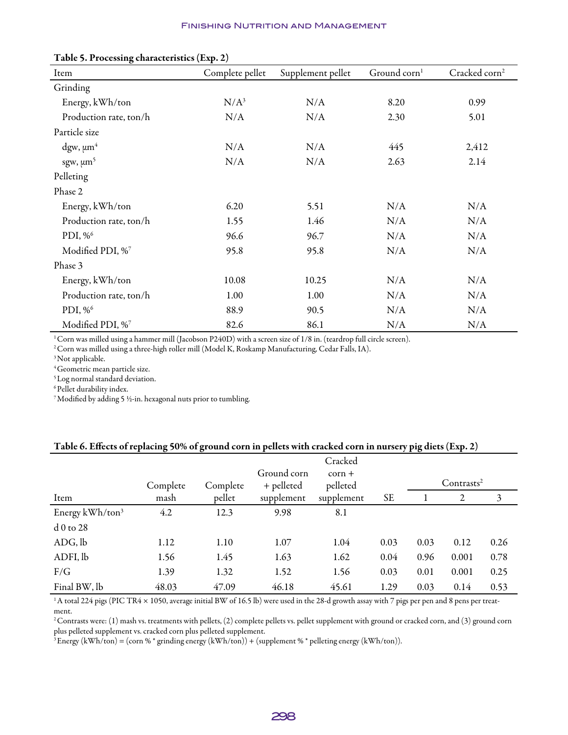Table 5. Processing characteristics (Exp. 2)

| Item | Complete pellet | Supplement pellet | Ground corn[1] | Cracked corn[2] |
|---|---|---|---|---|
| Grinding | | | | |
| Energy, kWh/ton | N/A[3] | N/A | 8.20 | 0.99 |
| Production rate, ton/h | N/A | N/A | 2.30 | 5.01 |
| Particle size | | | | |
| dgw, μm[4] | N/A | N/A | 445 | 2,412 |
| sgw, μm[5] | N/A | N/A | 2.63 | 2.14 |
| Pelleting | | | | |
| Phase 2 | | | | |
| Energy, kWh/ton | 6.20 | 5.51 | N/A | N/A |
| Production rate, ton/h | 1.55 | 1.46 | N/A | N/A |
| PDI, %[6] | 96.6 | 96.7 | N/A | N/A |
| Modified PDI, %[7] | 95.8 | 95.8 | N/A | N/A |
| Phase 3 | | | | |
| Energy, kWh/ton | 10.08 | 10.25 | N/A | N/A |
| Production rate, ton/h | 1.00 | 1.00 | N/A | N/A |
| PDI, %[6] | 88.9 | 90.5 | N/A | N/A |
| Modified PDI, %[7] | 82.6 | 86.1 | N/A | N/A |

[1] Corn was milled using a hammer mill (Jacobson P240D) with a screen size of 1/8 in. (teardrop full circle screen).
[2] Corn was milled using a three-high roller mill (Model K, Roskamp Manufacturing, Cedar Falls, IA).
[3] Not applicable.
[4] Geometric mean particle size.
[5] Log normal standard deviation.
[6] Pellet durability index.
[7] Modified by adding 5 ½-in. hexagonal nuts prior to tumbling.

Table 6. Effects of replacing 50% of ground corn in pellets with cracked corn in nursery pig diets (Exp. 2)

| Item | Complete mash | Complete pellet | Ground corn + pelleted supplement | Cracked corn + pelleted supplement | SE | Contrasts[2] | | |
|---|---|---|---|---|---|---|---|---|
| | | | | | | 1 | 2 | 3 |
| Energy kWh/ton[3] | 4.2 | 12.3 | 9.98 | 8.1 | | | | |
| d 0 to 28 | | | | | | | | |
| ADG, lb | 1.12 | 1.10 | 1.07 | 1.04 | 0.03 | 0.03 | 0.12 | 0.26 |
| ADFI, lb | 1.56 | 1.45 | 1.63 | 1.62 | 0.04 | 0.96 | 0.001 | 0.78 |
| F/G | 1.39 | 1.32 | 1.52 | 1.56 | 0.03 | 0.01 | 0.001 | 0.25 |
| Final BW, lb | 48.03 | 47.09 | 46.18 | 45.61 | 1.29 | 0.03 | 0.14 | 0.53 |

[1] A total 224 pigs (PIC TR4 × 1050, average initial BW of 16.5 lb) were used in the 28-d growth assay with 7 pigs per pen and 8 pens per treatment.
[2] Contrasts were: (1) mash vs. treatments with pellets, (2) complete pellets vs. pellet supplement with ground or cracked corn, and (3) ground corn plus pelleted supplement vs. cracked corn plus pelleted supplement.
[3] Energy (kWh/ton) = (corn % * grinding energy (kWh/ton)) + (supplement % * pelleting energy (kWh/ton)).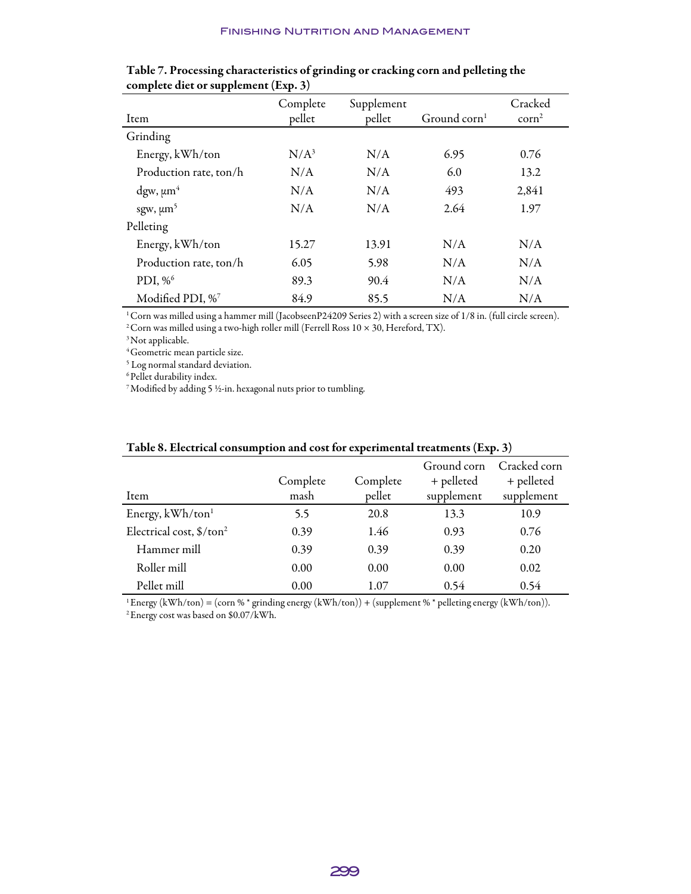**Table 7. Processing characteristics of grinding or cracking corn and pelleting the complete diet or supplement (Exp. 3)**

| Item | Complete pellet | Supplement pellet | Ground corn[1] | Cracked corn[2] |
|---|---|---|---|---|
| Grinding | | | | |
| Energy, kWh/ton | N/A[3] | N/A | 6.95 | 0.76 |
| Production rate, ton/h | N/A | N/A | 6.0 | 13.2 |
| dgw, μm[4] | N/A | N/A | 493 | 2,841 |
| sgw, μm[5] | N/A | N/A | 2.64 | 1.97 |
| Pelleting | | | | |
| Energy, kWh/ton | 15.27 | 13.91 | N/A | N/A |
| Production rate, ton/h | 6.05 | 5.98 | N/A | N/A |
| PDI, %[6] | 89.3 | 90.4 | N/A | N/A |
| Modified PDI, %[7] | 84.9 | 85.5 | N/A | N/A |

[1] Corn was milled using a hammer mill (JacobseenP24209 Series 2) with a screen size of 1/8 in. (full circle screen).
[2] Corn was milled using a two-high roller mill (Ferrell Ross 10 × 30, Hereford, TX).
[3] Not applicable.
[4] Geometric mean particle size.
[5] Log normal standard deviation.
[6] Pellet durability index.
[7] Modified by adding 5 ½-in. hexagonal nuts prior to tumbling.

**Table 8. Electrical consumption and cost for experimental treatments (Exp. 3)**

| Item | Complete mash | Complete pellet | Ground corn + pelleted supplement | Cracked corn + pelleted supplement |
|---|---|---|---|---|
| Energy, kWh/ton[1] | 5.5 | 20.8 | 13.3 | 10.9 |
| Electrical cost, $/ton[2] | 0.39 | 1.46 | 0.93 | 0.76 |
| Hammer mill | 0.39 | 0.39 | 0.39 | 0.20 |
| Roller mill | 0.00 | 0.00 | 0.00 | 0.02 |
| Pellet mill | 0.00 | 1.07 | 0.54 | 0.54 |

[1] Energy (kWh/ton) = (corn % * grinding energy (kWh/ton)) + (supplement % * pelleting energy (kWh/ton)).
[2] Energy cost was based on $0.07/kWh.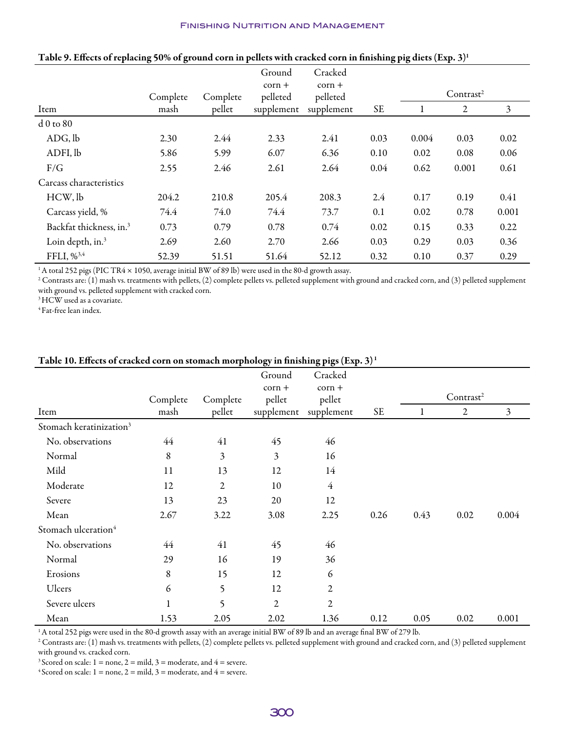Table 9. Effects of replacing 50% of ground corn in pellets with cracked corn in finishing pig diets (Exp. 3)[1]

| Item | Complete mash | Complete pellet | Ground corn + pelleted supplement | Cracked corn + pelleted supplement | SE | Contrast[2] 1 | 2 | 3 |
|---|---|---|---|---|---|---|---|---|
| d 0 to 80 | | | | | | | | |
| ADG, lb | 2.30 | 2.44 | 2.33 | 2.41 | 0.03 | 0.004 | 0.03 | 0.02 |
| ADFI, lb | 5.86 | 5.99 | 6.07 | 6.36 | 0.10 | 0.02 | 0.08 | 0.06 |
| F/G | 2.55 | 2.46 | 2.61 | 2.64 | 0.04 | 0.62 | 0.001 | 0.61 |
| Carcass characteristics | | | | | | | | |
| HCW, lb | 204.2 | 210.8 | 205.4 | 208.3 | 2.4 | 0.17 | 0.19 | 0.41 |
| Carcass yield, % | 74.4 | 74.0 | 74.4 | 73.7 | 0.1 | 0.02 | 0.78 | 0.001 |
| Backfat thickness, in.[3] | 0.73 | 0.79 | 0.78 | 0.74 | 0.02 | 0.15 | 0.33 | 0.22 |
| Loin depth, in.[3] | 2.69 | 2.60 | 2.70 | 2.66 | 0.03 | 0.29 | 0.03 | 0.36 |
| FFLI, %[3,4] | 52.39 | 51.51 | 51.64 | 52.12 | 0.32 | 0.10 | 0.37 | 0.29 |

[1] A total 252 pigs (PIC TR4 × 1050, average initial BW of 89 lb) were used in the 80-d growth assay.
[2] Contrasts are: (1) mash vs. treatments with pellets, (2) complete pellets vs. pelleted supplement with ground and cracked corn, and (3) pelleted supplement with ground vs. pelleted supplement with cracked corn.
[3] HCW used as a covariate.
[4] Fat-free lean index.

Table 10. Effects of cracked corn on stomach morphology in finishing pigs (Exp. 3)[1]

| Item | Complete mash | Complete pellet | Ground corn + pellet supplement | Cracked corn + pellet supplement | SE | Contrast[2] 1 | 2 | 3 |
|---|---|---|---|---|---|---|---|---|
| Stomach keratinization[3] | | | | | | | | |
| No. observations | 44 | 41 | 45 | 46 | | | | |
| Normal | 8 | 3 | 3 | 16 | | | | |
| Mild | 11 | 13 | 12 | 14 | | | | |
| Moderate | 12 | 2 | 10 | 4 | | | | |
| Severe | 13 | 23 | 20 | 12 | | | | |
| Mean | 2.67 | 3.22 | 3.08 | 2.25 | 0.26 | 0.43 | 0.02 | 0.004 |
| Stomach ulceration[4] | | | | | | | | |
| No. observations | 44 | 41 | 45 | 46 | | | | |
| Normal | 29 | 16 | 19 | 36 | | | | |
| Erosions | 8 | 15 | 12 | 6 | | | | |
| Ulcers | 6 | 5 | 12 | 2 | | | | |
| Severe ulcers | 1 | 5 | 2 | 2 | | | | |
| Mean | 1.53 | 2.05 | 2.02 | 1.36 | 0.12 | 0.05 | 0.02 | 0.001 |

[1] A total 252 pigs were used in the 80-d growth assay with an average initial BW of 89 lb and an average final BW of 279 lb.
[2] Contrasts are: (1) mash vs. treatments with pellets, (2) complete pellets vs. pelleted supplement with ground and cracked corn, and (3) pelleted supplement with ground vs. cracked corn.
[3] Scored on scale: 1 = none, 2 = mild, 3 = moderate, and 4 = severe.
[4] Scored on scale: 1 = none, 2 = mild, 3 = moderate, and 4 = severe.